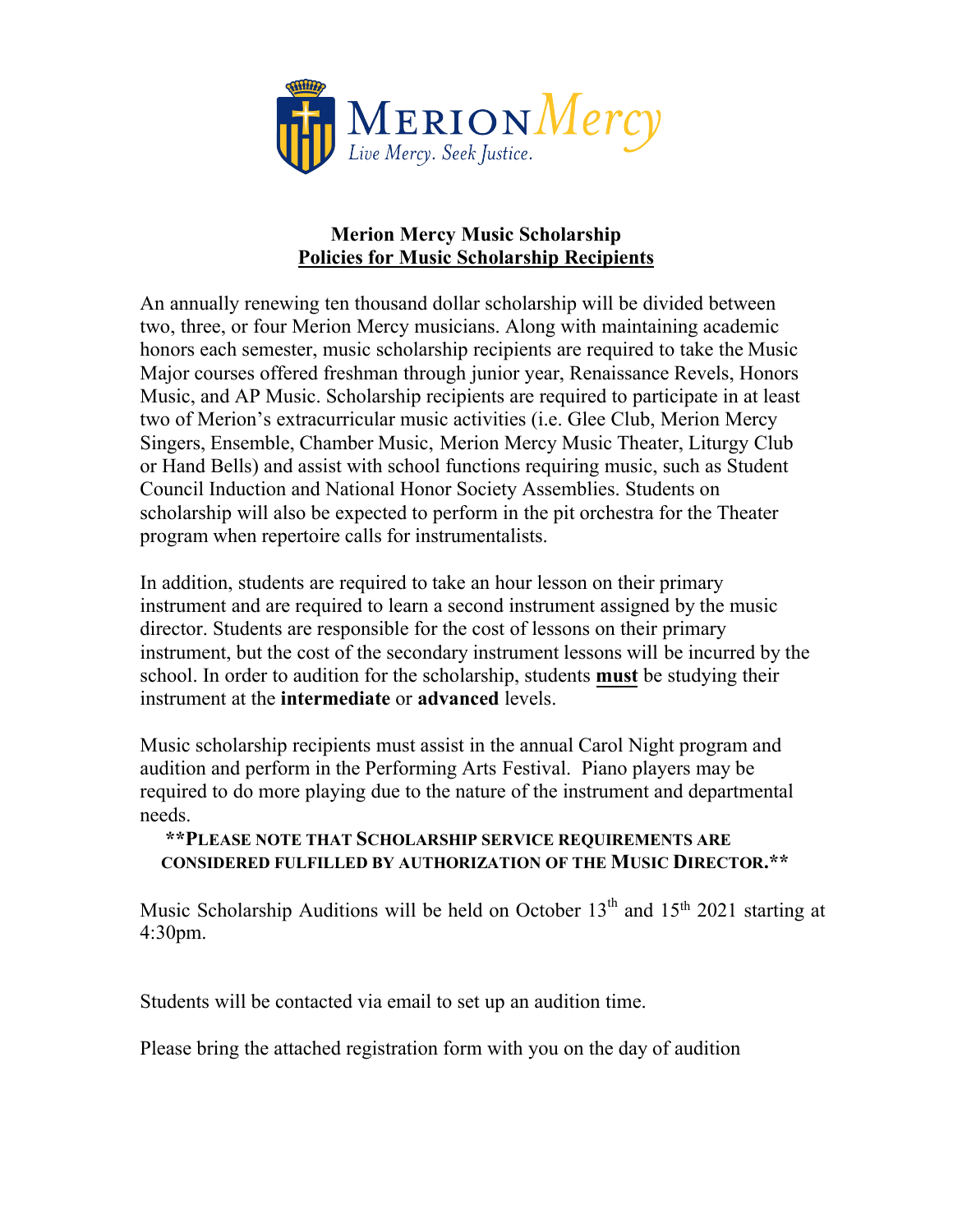MERION *Mercy*

*Live Mercy. Seek Justice.*

# Merion Mercy Music Scholarship

## Policies for Music Scholarship Recipients

An annually renewing ten thousand dollar scholarship will be divided between two, three, or four Merion Mercy musicians. Along with maintaining academic honors each semester, music scholarship recipients are required to take the Music Major courses offered freshman through junior year, Renaissance Revels, Honors Music, and AP Music. Scholarship recipients are required to participate in at least two of Merion's extracurricular music activities (i.e. Glee Club, Merion Mercy Singers, Ensemble, Chamber Music, Merion Mercy Music Theater, Liturgy Club or Hand Bells) and assist with school functions requiring music, such as Student Council Induction and National Honor Society Assemblies. Students on scholarship will also be expected to perform in the pit orchestra for the Theater program when repertoire calls for instrumentalists.

In addition, students are required to take an hour lesson on their primary instrument and are required to learn a second instrument assigned by the music director. Students are responsible for the cost of lessons on their primary instrument, but the cost of the secondary instrument lessons will be incurred by the school. In order to audition for the scholarship, students **must** be studying their instrument at the **intermediate** or **advanced** levels.

Music scholarship recipients must assist in the annual Carol Night program and audition and perform in the Performing Arts Festival. Piano players may be required to do more playing due to the nature of the instrument and departmental needs.

**\*\*PLEASE NOTE THAT SCHOLARSHIP SERVICE REQUIREMENTS ARE CONSIDERED FULFILLED BY AUTHORIZATION OF THE MUSIC DIRECTOR.\*\***

Music Scholarship Auditions will be held on October 13th and 15th 2021 starting at 4:30pm.

Students will be contacted via email to set up an audition time.

Please bring the attached registration form with you on the day of audition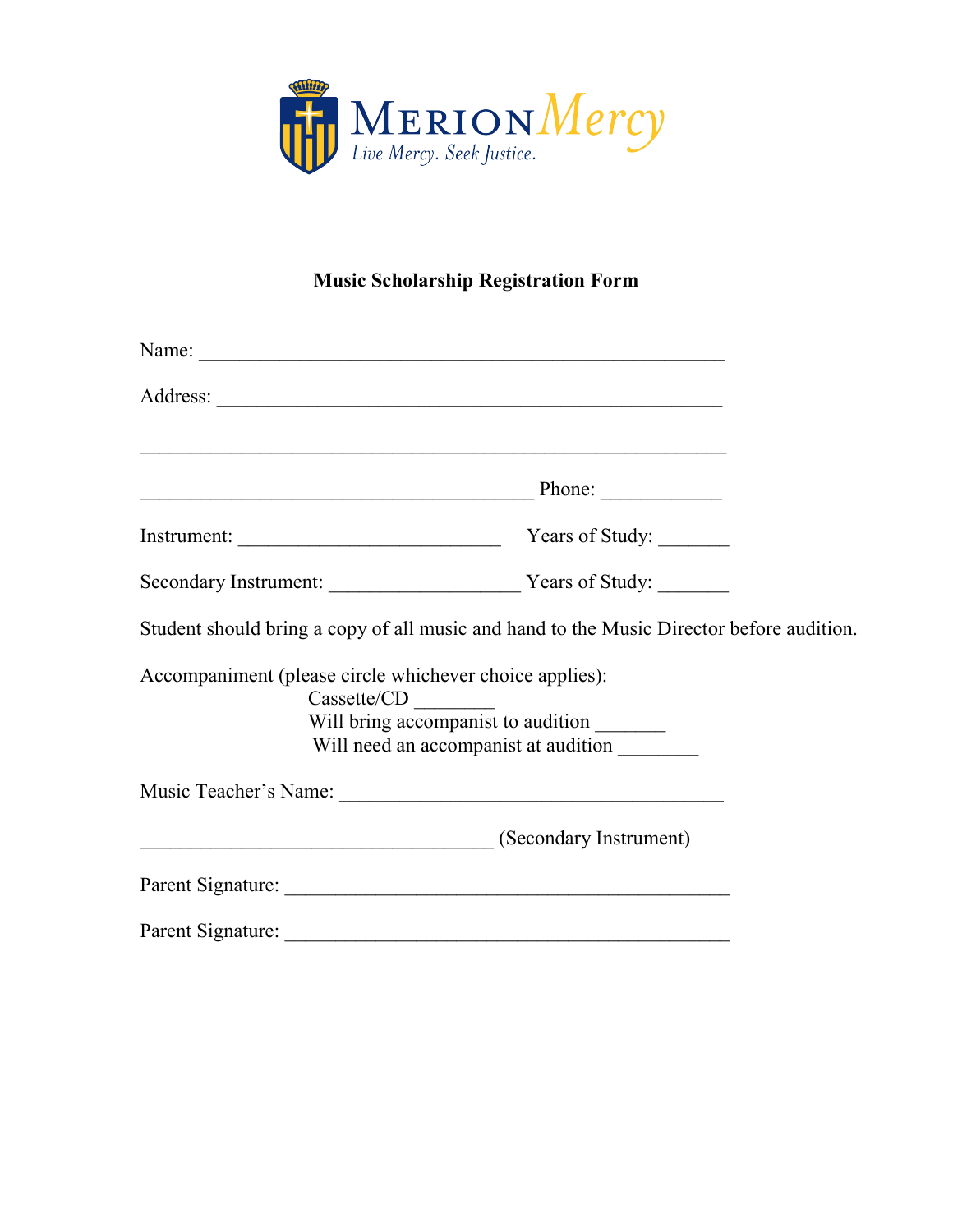MERION Mercy

*Live Mercy. Seek Justice.*

**Music Scholarship Registration Form**

Name: ____________________________________________________

Address: __________________________________________________

__________________________________________________________

_________________________________________ Phone: ____________

Instrument: ___________________________ Years of Study: _______

Secondary Instrument: ___________________ Years of Study: _______

Student should bring a copy of all music and hand to the Music Director before audition.

Accompaniment (please circle whichever choice applies):

Cassette/CD ________

Will bring accompanist to audition _______

Will need an accompanist at audition ________

Music Teacher's Name: ______________________________________

___________________________________ (Secondary Instrument)

Parent Signature: ____________________________________________

Parent Signature: ____________________________________________